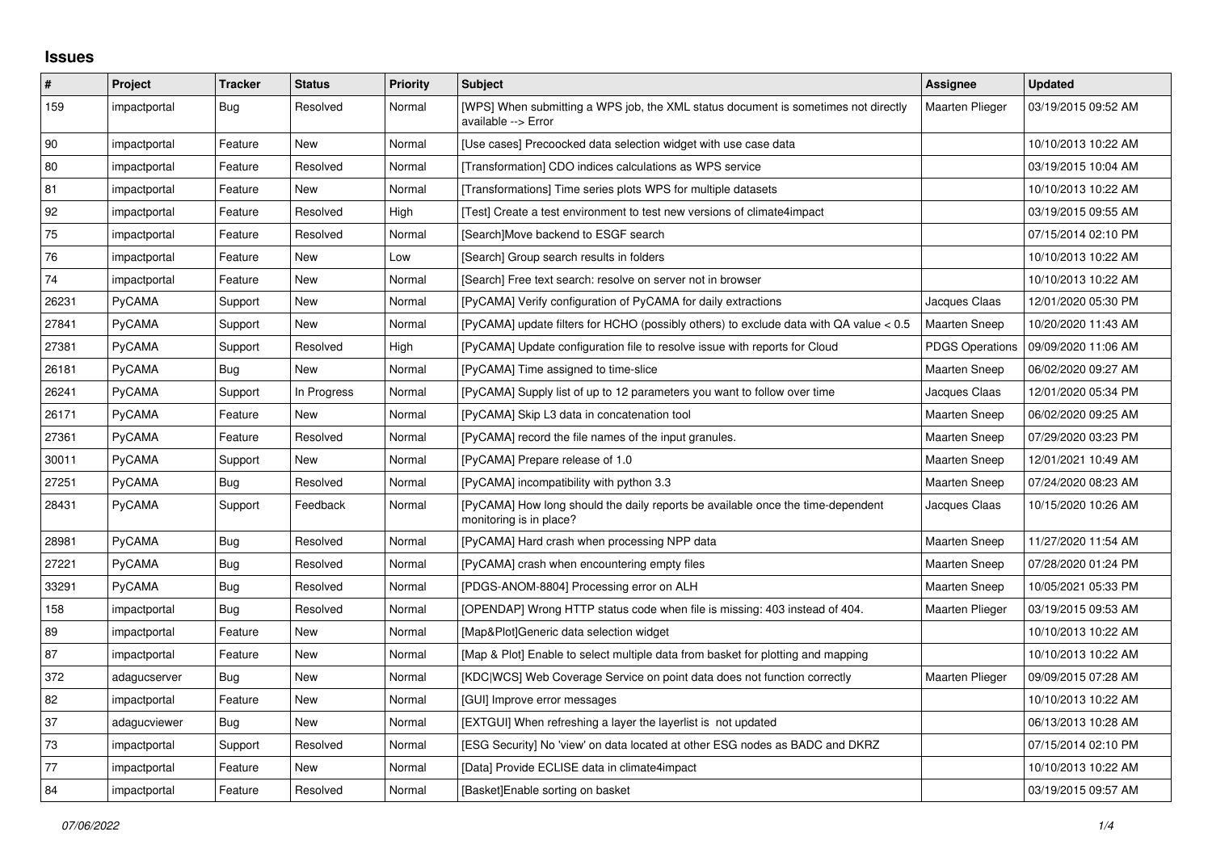## Issues

| # | Project | Tracker | Status | Priority | Subject | Assignee | Updated |
|---|---|---|---|---|---|---|---|
| 159 | impactportal | Bug | Resolved | Normal | [WPS] When submitting a WPS job, the XML status document is sometimes not directly available --> Error | Maarten Plieger | 03/19/2015 09:52 AM |
| 90 | impactportal | Feature | New | Normal | [Use cases] Precoocked data selection widget with use case data | | 10/10/2013 10:22 AM |
| 80 | impactportal | Feature | Resolved | Normal | [Transformation] CDO indices calculations as WPS service | | 03/19/2015 10:04 AM |
| 81 | impactportal | Feature | New | Normal | [Transformations] Time series plots WPS for multiple datasets | | 10/10/2013 10:22 AM |
| 92 | impactportal | Feature | Resolved | High | [Test] Create a test environment to test new versions of climate4impact | | 03/19/2015 09:55 AM |
| 75 | impactportal | Feature | Resolved | Normal | [Search]Move backend to ESGF search | | 07/15/2014 02:10 PM |
| 76 | impactportal | Feature | New | Low | [Search] Group search results in folders | | 10/10/2013 10:22 AM |
| 74 | impactportal | Feature | New | Normal | [Search] Free text search: resolve on server not in browser | | 10/10/2013 10:22 AM |
| 26231 | PyCAMA | Support | New | Normal | [PyCAMA] Verify configuration of PyCAMA for daily extractions | Jacques Claas | 12/01/2020 05:30 PM |
| 27841 | PyCAMA | Support | New | Normal | [PyCAMA] update filters for HCHO (possibly others) to exclude data with QA value < 0.5 | Maarten Sneep | 10/20/2020 11:43 AM |
| 27381 | PyCAMA | Support | Resolved | High | [PyCAMA] Update configuration file to resolve issue with reports for Cloud | PDGS Operations | 09/09/2020 11:06 AM |
| 26181 | PyCAMA | Bug | New | Normal | [PyCAMA] Time assigned to time-slice | Maarten Sneep | 06/02/2020 09:27 AM |
| 26241 | PyCAMA | Support | In Progress | Normal | [PyCAMA] Supply list of up to 12 parameters you want to follow over time | Jacques Claas | 12/01/2020 05:34 PM |
| 26171 | PyCAMA | Feature | New | Normal | [PyCAMA] Skip L3 data in concatenation tool | Maarten Sneep | 06/02/2020 09:25 AM |
| 27361 | PyCAMA | Feature | Resolved | Normal | [PyCAMA] record the file names of the input granules. | Maarten Sneep | 07/29/2020 03:23 PM |
| 30011 | PyCAMA | Support | New | Normal | [PyCAMA] Prepare release of 1.0 | Maarten Sneep | 12/01/2021 10:49 AM |
| 27251 | PyCAMA | Bug | Resolved | Normal | [PyCAMA] incompatibility with python 3.3 | Maarten Sneep | 07/24/2020 08:23 AM |
| 28431 | PyCAMA | Support | Feedback | Normal | [PyCAMA] How long should the daily reports be available once the time-dependent monitoring is in place? | Jacques Claas | 10/15/2020 10:26 AM |
| 28981 | PyCAMA | Bug | Resolved | Normal | [PyCAMA] Hard crash when processing NPP data | Maarten Sneep | 11/27/2020 11:54 AM |
| 27221 | PyCAMA | Bug | Resolved | Normal | [PyCAMA] crash when encountering empty files | Maarten Sneep | 07/28/2020 01:24 PM |
| 33291 | PyCAMA | Bug | Resolved | Normal | [PDGS-ANOM-8804] Processing error on ALH | Maarten Sneep | 10/05/2021 05:33 PM |
| 158 | impactportal | Bug | Resolved | Normal | [OPENDAP] Wrong HTTP status code when file is missing: 403 instead of 404. | Maarten Plieger | 03/19/2015 09:53 AM |
| 89 | impactportal | Feature | New | Normal | [Map&Plot]Generic data selection widget | | 10/10/2013 10:22 AM |
| 87 | impactportal | Feature | New | Normal | [Map & Plot] Enable to select multiple data from basket for plotting and mapping | | 10/10/2013 10:22 AM |
| 372 | adagucserver | Bug | New | Normal | [KDC\|WCS] Web Coverage Service on point data does not function correctly | Maarten Plieger | 09/09/2015 07:28 AM |
| 82 | impactportal | Feature | New | Normal | [GUI] Improve error messages | | 10/10/2013 10:22 AM |
| 37 | adagucviewer | Bug | New | Normal | [EXTGUI] When refreshing a layer the layerlist is not updated | | 06/13/2013 10:28 AM |
| 73 | impactportal | Support | Resolved | Normal | [ESG Security] No 'view' on data located at other ESG nodes as BADC and DKRZ | | 07/15/2014 02:10 PM |
| 77 | impactportal | Feature | New | Normal | [Data] Provide ECLISE data in climate4impact | | 10/10/2013 10:22 AM |
| 84 | impactportal | Feature | Resolved | Normal | [Basket]Enable sorting on basket | | 03/19/2015 09:57 AM |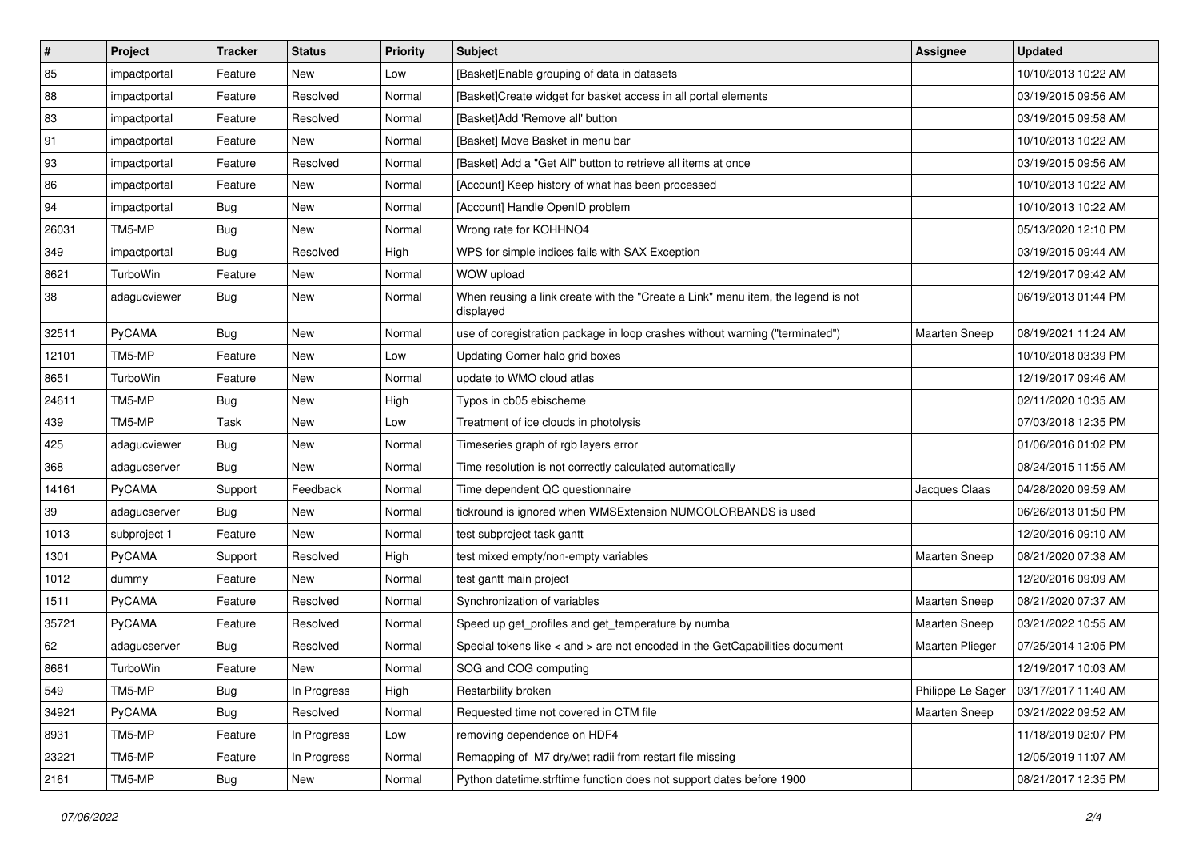| # | Project | Tracker | Status | Priority | Subject | Assignee | Updated |
|---|---|---|---|---|---|---|---|
| 85 | impactportal | Feature | New | Low | [Basket]Enable grouping of data in datasets | | 10/10/2013 10:22 AM |
| 88 | impactportal | Feature | Resolved | Normal | [Basket]Create widget for basket access in all portal elements | | 03/19/2015 09:56 AM |
| 83 | impactportal | Feature | Resolved | Normal | [Basket]Add 'Remove all' button | | 03/19/2015 09:58 AM |
| 91 | impactportal | Feature | New | Normal | [Basket] Move Basket in menu bar | | 10/10/2013 10:22 AM |
| 93 | impactportal | Feature | Resolved | Normal | [Basket] Add a "Get All" button to retrieve all items at once | | 03/19/2015 09:56 AM |
| 86 | impactportal | Feature | New | Normal | [Account] Keep history of what has been processed | | 10/10/2013 10:22 AM |
| 94 | impactportal | Bug | New | Normal | [Account] Handle OpenID problem | | 10/10/2013 10:22 AM |
| 26031 | TM5-MP | Bug | New | Normal | Wrong rate for KOHHNO4 | | 05/13/2020 12:10 PM |
| 349 | impactportal | Bug | Resolved | High | WPS for simple indices fails with SAX Exception | | 03/19/2015 09:44 AM |
| 8621 | TurboWin | Feature | New | Normal | WOW upload | | 12/19/2017 09:42 AM |
| 38 | adagucviewer | Bug | New | Normal | When reusing a link create with the "Create a Link" menu item, the legend is not displayed | | 06/19/2013 01:44 PM |
| 32511 | PyCAMA | Bug | New | Normal | use of coregistration package in loop crashes without warning ("terminated") | Maarten Sneep | 08/19/2021 11:24 AM |
| 12101 | TM5-MP | Feature | New | Low | Updating Corner halo grid boxes | | 10/10/2018 03:39 PM |
| 8651 | TurboWin | Feature | New | Normal | update to WMO cloud atlas | | 12/19/2017 09:46 AM |
| 24611 | TM5-MP | Bug | New | High | Typos in cb05 ebischeme | | 02/11/2020 10:35 AM |
| 439 | TM5-MP | Task | New | Low | Treatment of ice clouds in photolysis | | 07/03/2018 12:35 PM |
| 425 | adagucviewer | Bug | New | Normal | Timeseries graph of rgb layers error | | 01/06/2016 01:02 PM |
| 368 | adagucserver | Bug | New | Normal | Time resolution is not correctly calculated automatically | | 08/24/2015 11:55 AM |
| 14161 | PyCAMA | Support | Feedback | Normal | Time dependent QC questionnaire | Jacques Claas | 04/28/2020 09:59 AM |
| 39 | adagucserver | Bug | New | Normal | tickround is ignored when WMSExtension NUMCOLORBANDS is used | | 06/26/2013 01:50 PM |
| 1013 | subproject 1 | Feature | New | Normal | test subproject task gantt | | 12/20/2016 09:10 AM |
| 1301 | PyCAMA | Support | Resolved | High | test mixed empty/non-empty variables | Maarten Sneep | 08/21/2020 07:38 AM |
| 1012 | dummy | Feature | New | Normal | test gantt main project | | 12/20/2016 09:09 AM |
| 1511 | PyCAMA | Feature | Resolved | Normal | Synchronization of variables | Maarten Sneep | 08/21/2020 07:37 AM |
| 35721 | PyCAMA | Feature | Resolved | Normal | Speed up get_profiles and get_temperature by numba | Maarten Sneep | 03/21/2022 10:55 AM |
| 62 | adagucserver | Bug | Resolved | Normal | Special tokens like < and > are not encoded in the GetCapabilities document | Maarten Plieger | 07/25/2014 12:05 PM |
| 8681 | TurboWin | Feature | New | Normal | SOG and COG computing | | 12/19/2017 10:03 AM |
| 549 | TM5-MP | Bug | In Progress | High | Restarbility broken | Philippe Le Sager | 03/17/2017 11:40 AM |
| 34921 | PyCAMA | Bug | Resolved | Normal | Requested time not covered in CTM file | Maarten Sneep | 03/21/2022 09:52 AM |
| 8931 | TM5-MP | Feature | In Progress | Low | removing dependence on HDF4 | | 11/18/2019 02:07 PM |
| 23221 | TM5-MP | Feature | In Progress | Normal | Remapping of M7 dry/wet radii from restart file missing | | 12/05/2019 11:07 AM |
| 2161 | TM5-MP | Bug | New | Normal | Python datetime.strftime function does not support dates before 1900 | | 08/21/2017 12:35 PM |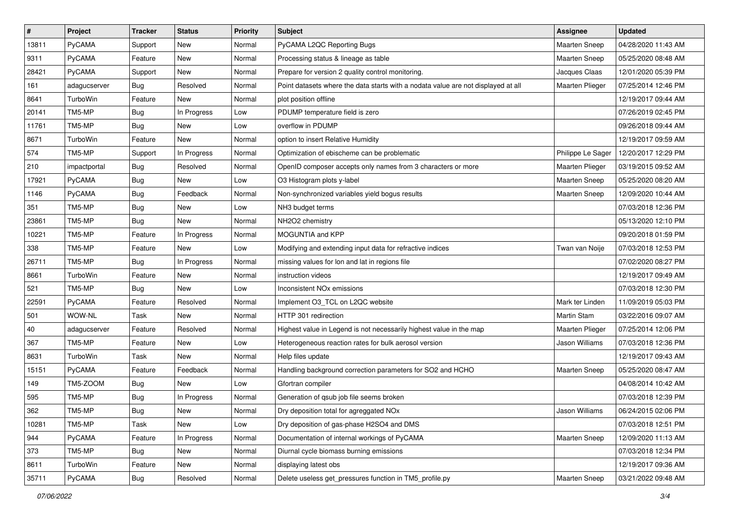| # | Project | Tracker | Status | Priority | Subject | Assignee | Updated |
|---|---|---|---|---|---|---|---|
| 13811 | PyCAMA | Support | New | Normal | PyCAMA L2QC Reporting Bugs | Maarten Sneep | 04/28/2020 11:43 AM |
| 9311 | PyCAMA | Feature | New | Normal | Processing status & lineage as table | Maarten Sneep | 05/25/2020 08:48 AM |
| 28421 | PyCAMA | Support | New | Normal | Prepare for version 2 quality control monitoring. | Jacques Claas | 12/01/2020 05:39 PM |
| 161 | adagucserver | Bug | Resolved | Normal | Point datasets where the data starts with a nodata value are not displayed at all | Maarten Plieger | 07/25/2014 12:46 PM |
| 8641 | TurboWin | Feature | New | Normal | plot position offline | | 12/19/2017 09:44 AM |
| 20141 | TM5-MP | Bug | In Progress | Low | PDUMP temperature field is zero | | 07/26/2019 02:45 PM |
| 11761 | TM5-MP | Bug | New | Low | overflow in PDUMP | | 09/26/2018 09:44 AM |
| 8671 | TurboWin | Feature | New | Normal | option to insert Relative Humidity | | 12/19/2017 09:59 AM |
| 574 | TM5-MP | Support | In Progress | Normal | Optimization of ebischeme can be problematic | Philippe Le Sager | 12/20/2017 12:29 PM |
| 210 | impactportal | Bug | Resolved | Normal | OpenID composer accepts only names from 3 characters or more | Maarten Plieger | 03/19/2015 09:52 AM |
| 17921 | PyCAMA | Bug | New | Low | O3 Histogram plots y-label | Maarten Sneep | 05/25/2020 08:20 AM |
| 1146 | PyCAMA | Bug | Feedback | Normal | Non-synchronized variables yield bogus results | Maarten Sneep | 12/09/2020 10:44 AM |
| 351 | TM5-MP | Bug | New | Low | NH3 budget terms | | 07/03/2018 12:36 PM |
| 23861 | TM5-MP | Bug | New | Normal | NH2O2 chemistry | | 05/13/2020 12:10 PM |
| 10221 | TM5-MP | Feature | In Progress | Normal | MOGUNTIA and KPP | | 09/20/2018 01:59 PM |
| 338 | TM5-MP | Feature | New | Low | Modifying and extending input data for refractive indices | Twan van Noije | 07/03/2018 12:53 PM |
| 26711 | TM5-MP | Bug | In Progress | Normal | missing values for lon and lat in regions file | | 07/02/2020 08:27 PM |
| 8661 | TurboWin | Feature | New | Normal | instruction videos | | 12/19/2017 09:49 AM |
| 521 | TM5-MP | Bug | New | Low | Inconsistent NOx emissions | | 07/03/2018 12:30 PM |
| 22591 | PyCAMA | Feature | Resolved | Normal | Implement O3_TCL on L2QC website | Mark ter Linden | 11/09/2019 05:03 PM |
| 501 | WOW-NL | Task | New | Normal | HTTP 301 redirection | Martin Stam | 03/22/2016 09:07 AM |
| 40 | adagucserver | Feature | Resolved | Normal | Highest value in Legend is not necessarily highest value in the map | Maarten Plieger | 07/25/2014 12:06 PM |
| 367 | TM5-MP | Feature | New | Low | Heterogeneous reaction rates for bulk aerosol version | Jason Williams | 07/03/2018 12:36 PM |
| 8631 | TurboWin | Task | New | Normal | Help files update | | 12/19/2017 09:43 AM |
| 15151 | PyCAMA | Feature | Feedback | Normal | Handling background correction parameters for SO2 and HCHO | Maarten Sneep | 05/25/2020 08:47 AM |
| 149 | TM5-ZOOM | Bug | New | Low | Gfortran compiler | | 04/08/2014 10:42 AM |
| 595 | TM5-MP | Bug | In Progress | Normal | Generation of qsub job file seems broken | | 07/03/2018 12:39 PM |
| 362 | TM5-MP | Bug | New | Normal | Dry deposition total for agreggated NOx | Jason Williams | 06/24/2015 02:06 PM |
| 10281 | TM5-MP | Task | New | Low | Dry deposition of gas-phase H2SO4 and DMS | | 07/03/2018 12:51 PM |
| 944 | PyCAMA | Feature | In Progress | Normal | Documentation of internal workings of PyCAMA | Maarten Sneep | 12/09/2020 11:13 AM |
| 373 | TM5-MP | Bug | New | Normal | Diurnal cycle biomass burning emissions | | 07/03/2018 12:34 PM |
| 8611 | TurboWin | Feature | New | Normal | displaying latest obs | | 12/19/2017 09:36 AM |
| 35711 | PyCAMA | Bug | Resolved | Normal | Delete useless get_pressures function in TM5_profile.py | Maarten Sneep | 03/21/2022 09:48 AM |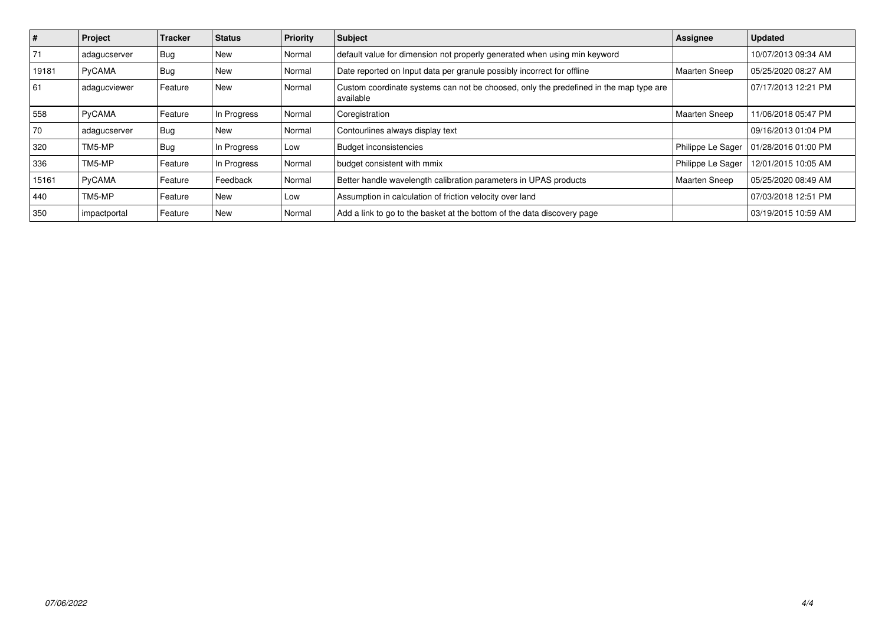| # | Project | Tracker | Status | Priority | Subject | Assignee | Updated |
|---|---|---|---|---|---|---|---|
| 71 | adagucserver | Bug | New | Normal | default value for dimension not properly generated when using min keyword | | 10/07/2013 09:34 AM |
| 19181 | PyCAMA | Bug | New | Normal | Date reported on Input data per granule possibly incorrect for offline | Maarten Sneep | 05/25/2020 08:27 AM |
| 61 | adagucviewer | Feature | New | Normal | Custom coordinate systems can not be choosed, only the predefined in the map type are available | | 07/17/2013 12:21 PM |
| 558 | PyCAMA | Feature | In Progress | Normal | Coregistration | Maarten Sneep | 11/06/2018 05:47 PM |
| 70 | adagucserver | Bug | New | Normal | Contourlines always display text | | 09/16/2013 01:04 PM |
| 320 | TM5-MP | Bug | In Progress | Low | Budget inconsistencies | Philippe Le Sager | 01/28/2016 01:00 PM |
| 336 | TM5-MP | Feature | In Progress | Normal | budget consistent with mmix | Philippe Le Sager | 12/01/2015 10:05 AM |
| 15161 | PyCAMA | Feature | Feedback | Normal | Better handle wavelength calibration parameters in UPAS products | Maarten Sneep | 05/25/2020 08:49 AM |
| 440 | TM5-MP | Feature | New | Low | Assumption in calculation of friction velocity over land | | 07/03/2018 12:51 PM |
| 350 | impactportal | Feature | New | Normal | Add a link to go to the basket at the bottom of the data discovery page | | 03/19/2015 10:59 AM |